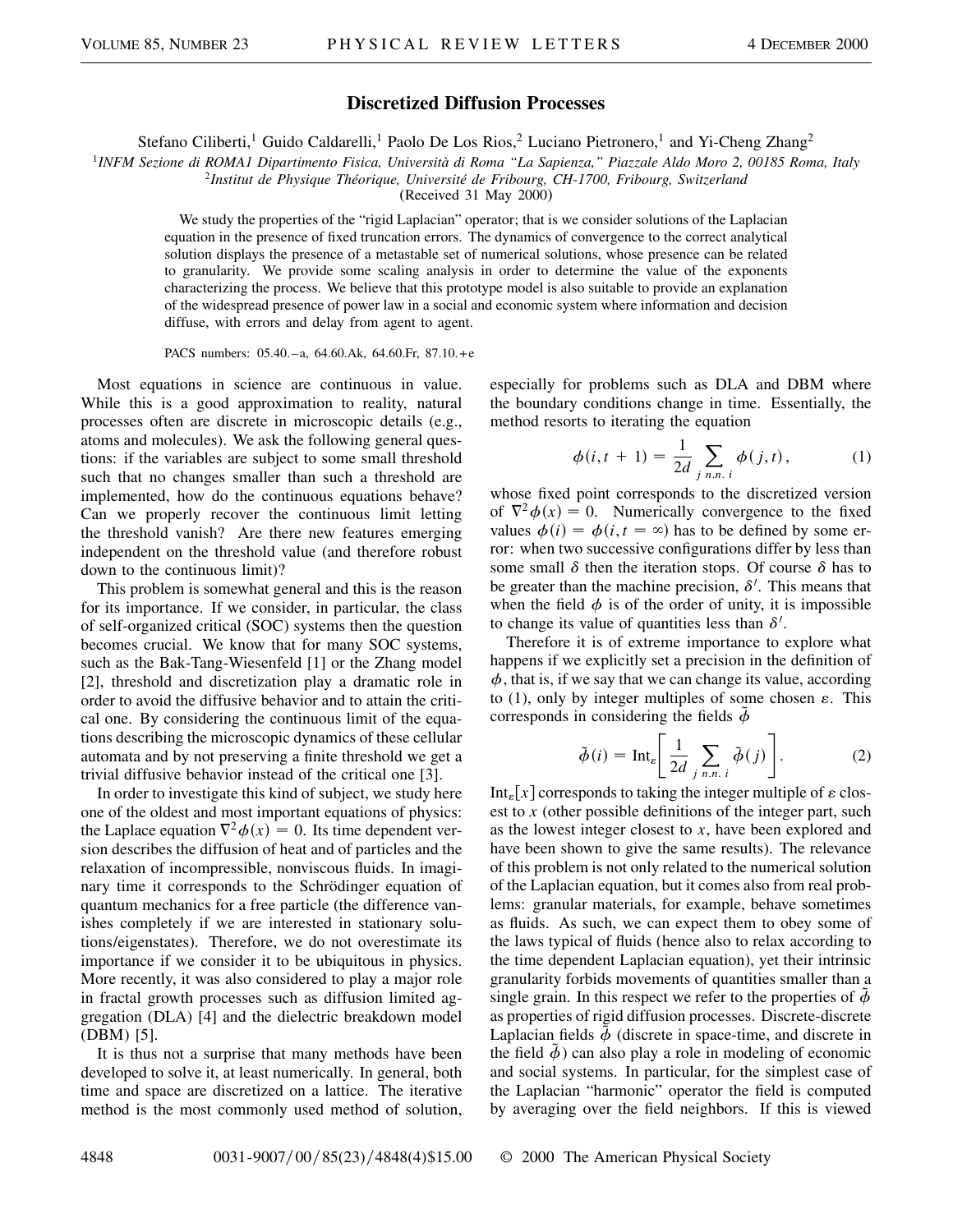# Discretized Diffusion Processes

Stefano Ciliberti,[1] Guido Caldarelli,[1] Paolo De Los Rios,[2] Luciano Pietronero,[1] and Yi-Cheng Zhang[2]

[1]*INFM Sezione di ROMA1 Dipartimento Fisica, Università di Roma "La Sapienza," Piazzale Aldo Moro 2, 00185 Roma, Italy*
[2]*Institut de Physique Théorique, Université de Fribourg, CH-1700, Fribourg, Switzerland*
(Received 31 May 2000)

We study the properties of the "rigid Laplacian" operator; that is we consider solutions of the Laplacian equation in the presence of fixed truncation errors. The dynamics of convergence to the correct analytical solution displays the presence of a metastable set of numerical solutions, whose presence can be related to granularity. We provide some scaling analysis in order to determine the value of the exponents characterizing the process. We believe that this prototype model is also suitable to provide an explanation of the widespread presence of power law in a social and economic system where information and decision diffuse, with errors and delay from agent to agent.

PACS numbers: 05.40.–a, 64.60.Ak, 64.60.Fr, 87.10.+e

Most equations in science are continuous in value. While this is a good approximation to reality, natural processes often are discrete in microscopic details (e.g., atoms and molecules). We ask the following general questions: if the variables are subject to some small threshold such that no changes smaller than such a threshold are implemented, how do the continuous equations behave? Can we properly recover the continuous limit letting the threshold vanish? Are there new features emerging independent on the threshold value (and therefore robust down to the continuous limit)?

This problem is somewhat general and this is the reason for its importance. If we consider, in particular, the class of self-organized critical (SOC) systems then the question becomes crucial. We know that for many SOC systems, such as the Bak-Tang-Wiesenfeld [1] or the Zhang model [2], threshold and discretization play a dramatic role in order to avoid the diffusive behavior and to attain the critical one. By considering the continuous limit of the equations describing the microscopic dynamics of these cellular automata and by not preserving a finite threshold we get a trivial diffusive behavior instead of the critical one [3].

In order to investigate this kind of subject, we study here one of the oldest and most important equations of physics: the Laplace equation $\nabla^2\phi(x) = 0$. Its time dependent version describes the diffusion of heat and of particles and the relaxation of incompressible, nonviscous fluids. In imaginary time it corresponds to the Schrödinger equation of quantum mechanics for a free particle (the difference vanishes completely if we are interested in stationary solutions/eigenstates). Therefore, we do not overestimate its importance if we consider it to be ubiquitous in physics. More recently, it was also considered to play a major role in fractal growth processes such as diffusion limited aggregation (DLA) [4] and the dielectric breakdown model (DBM) [5].

It is thus not a surprise that many methods have been developed to solve it, at least numerically. In general, both time and space are discretized on a lattice. The iterative method is the most commonly used method of solution, especially for problems such as DLA and DBM where the boundary conditions change in time. Essentially, the method resorts to iterating the equation

$$\phi(i, t + 1) = \frac{1}{2d} \sum_{j \; n.n. \; i} \phi(j, t), \tag{1}$$

whose fixed point corresponds to the discretized version of $\nabla^2\phi(x) = 0$. Numerically convergence to the fixed values $\phi(i) = \phi(i, t = \infty)$ has to be defined by some error: when two successive configurations differ by less than some small $\delta$ then the iteration stops. Of course $\delta$ has to be greater than the machine precision, $\delta'$. This means that when the field $\phi$ is of the order of unity, it is impossible to change its value of quantities less than $\delta'$.

Therefore it is of extreme importance to explore what happens if we explicitly set a precision in the definition of $\phi$, that is, if we say that we can change its value, according to (1), only by integer multiples of some chosen $\varepsilon$. This corresponds in considering the fields $\tilde{\phi}$

$$\tilde{\phi}(i) = \mathrm{Int}_{\varepsilon}\left[\frac{1}{2d} \sum_{j \; n.n. \; i} \tilde{\phi}(j)\right]. \tag{2}$$

$\mathrm{Int}_{\varepsilon}[x]$ corresponds to taking the integer multiple of $\varepsilon$ closest to $x$ (other possible definitions of the integer part, such as the lowest integer closest to $x$, have been explored and have been shown to give the same results). The relevance of this problem is not only related to the numerical solution of the Laplacian equation, but it comes also from real problems: granular materials, for example, behave sometimes as fluids. As such, we can expect them to obey some of the laws typical of fluids (hence also to relax according to the time dependent Laplacian equation), yet their intrinsic granularity forbids movements of quantities smaller than a single grain. In this respect we refer to the properties of $\tilde{\phi}$ as properties of rigid diffusion processes. Discrete-discrete Laplacian fields $\tilde{\phi}$ (discrete in space-time, and discrete in the field $\tilde{\phi}$) can also play a role in modeling of economic and social systems. In particular, for the simplest case of the Laplacian "harmonic" operator the field is computed by averaging over the field neighbors. If this is viewed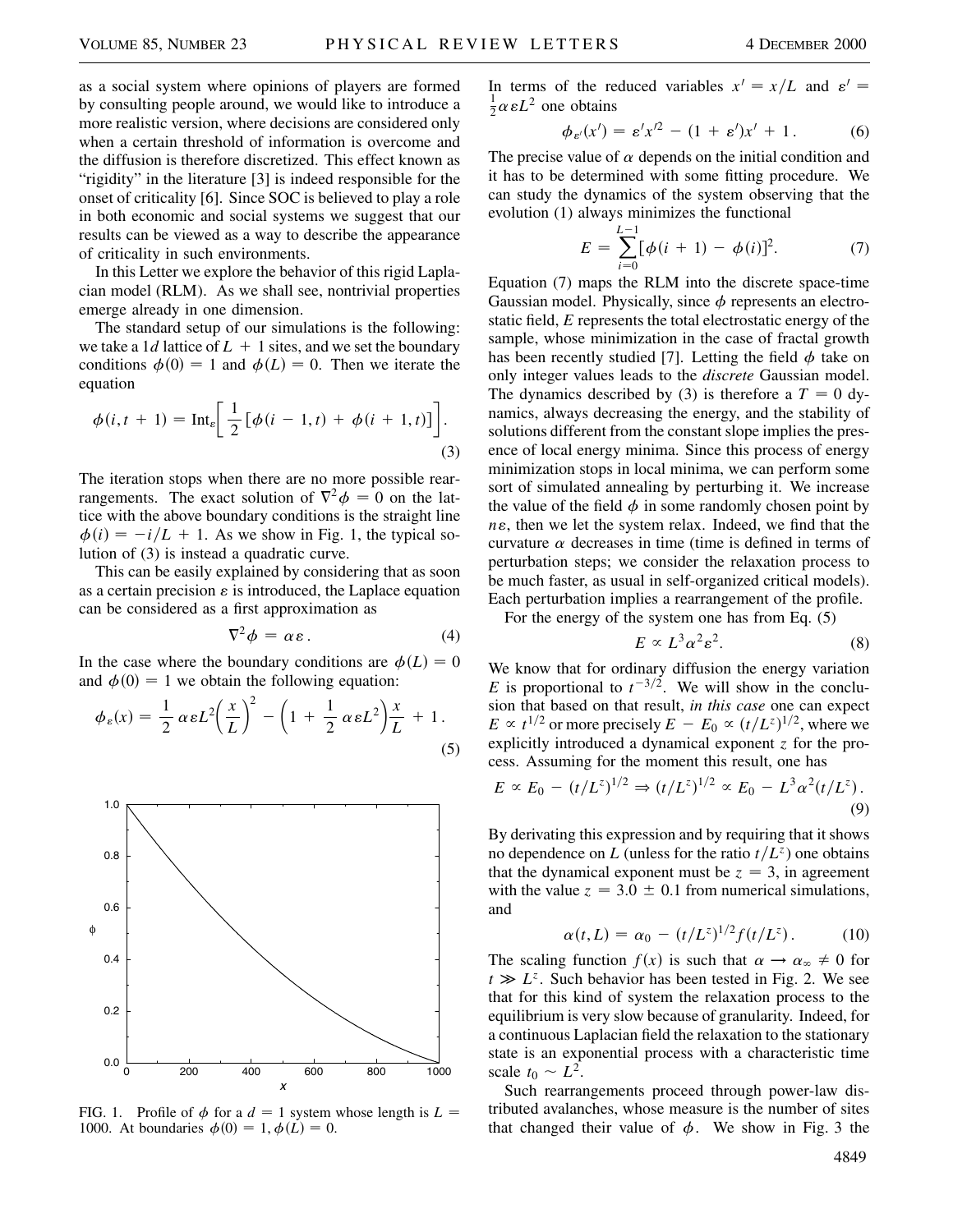as a social system where opinions of players are formed by consulting people around, we would like to introduce a more realistic version, where decisions are considered only when a certain threshold of information is overcome and the diffusion is therefore discretized. This effect known as "rigidity" in the literature [3] is indeed responsible for the onset of criticality [6]. Since SOC is believed to play a role in both economic and social systems we suggest that our results can be viewed as a way to describe the appearance of criticality in such environments.

In this Letter we explore the behavior of this rigid Laplacian model (RLM). As we shall see, nontrivial properties emerge already in one dimension.

The standard setup of our simulations is the following: we take a $1d$ lattice of $L + 1$ sites, and we set the boundary conditions $\phi(0) = 1$ and $\phi(L) = 0$. Then we iterate the equation

$$\phi(i, t + 1) = \mathrm{Int}_\varepsilon\left[\frac{1}{2}\left[\phi(i - 1, t) + \phi(i + 1, t)\right]\right]. \tag{3}$$

The iteration stops when there are no more possible rearrangements. The exact solution of $\nabla^2\phi = 0$ on the lattice with the above boundary conditions is the straight line $\phi(i) = -i/L + 1$. As we show in Fig. 1, the typical solution of (3) is instead a quadratic curve.

This can be easily explained by considering that as soon as a certain precision $\varepsilon$ is introduced, the Laplace equation can be considered as a first approximation as

$$\nabla^2\phi = \alpha\varepsilon. \tag{4}$$

In the case where the boundary conditions are $\phi(L) = 0$ and $\phi(0) = 1$ we obtain the following equation:

$$\phi_\varepsilon(x) = \frac{1}{2}\alpha\varepsilon L^2\left(\frac{x}{L}\right)^2 - \left(1 + \frac{1}{2}\alpha\varepsilon L^2\right)\frac{x}{L} + 1. \tag{5}$$

FIG. 1. Profile of $\phi$ for a $d = 1$ system whose length is $L = 1000$. At boundaries $\phi(0) = 1, \phi(L) = 0$.

In terms of the reduced variables $x' = x/L$ and $\varepsilon' = \frac{1}{2}\alpha\varepsilon L^2$ one obtains

$$\phi_{\varepsilon'}(x') = \varepsilon' x'^2 - (1 + \varepsilon')x' + 1. \tag{6}$$

The precise value of $\alpha$ depends on the initial condition and it has to be determined with some fitting procedure. We can study the dynamics of the system observing that the evolution (1) always minimizes the functional

$$E = \sum_{i=0}^{L-1}[\phi(i + 1) - \phi(i)]^2. \tag{7}$$

Equation (7) maps the RLM into the discrete space-time Gaussian model. Physically, since $\phi$ represents an electrostatic field, $E$ represents the total electrostatic energy of the sample, whose minimization in the case of fractal growth has been recently studied [7]. Letting the field $\phi$ take on only integer values leads to the *discrete* Gaussian model. The dynamics described by (3) is therefore a $T = 0$ dynamics, always decreasing the energy, and the stability of solutions different from the constant slope implies the presence of local energy minima. Since this process of energy minimization stops in local minima, we can perform some sort of simulated annealing by perturbing it. We increase the value of the field $\phi$ in some randomly chosen point by $n\varepsilon$, then we let the system relax. Indeed, we find that the curvature $\alpha$ decreases in time (time is defined in terms of perturbation steps; we consider the relaxation process to be much faster, as usual in self-organized critical models). Each perturbation implies a rearrangement of the profile.

For the energy of the system one has from Eq. (5)

$$E \propto L^3\alpha^2\varepsilon^2. \tag{8}$$

We know that for ordinary diffusion the energy variation $E$ is proportional to $t^{-3/2}$. We will show in the conclusion that based on that result, *in this case* one can expect $E \propto t^{1/2}$ or more precisely $E - E_0 \propto (t/L^z)^{1/2}$, where we explicitly introduced a dynamical exponent $z$ for the process. Assuming for the moment this result, one has

$$E \propto E_0 - (t/L^z)^{1/2} \Rightarrow (t/L^z)^{1/2} \propto E_0 - L^3\alpha^2(t/L^z). \tag{9}$$

By derivating this expression and by requiring that it shows no dependence on $L$ (unless for the ratio $t/L^z$) one obtains that the dynamical exponent must be $z = 3$, in agreement with the value $z = 3.0 \pm 0.1$ from numerical simulations, and

$$\alpha(t, L) = \alpha_0 - (t/L^z)^{1/2} f(t/L^z). \tag{10}$$

The scaling function $f(x)$ is such that $\alpha \to \alpha_\infty \neq 0$ for $t \gg L^z$. Such behavior has been tested in Fig. 2. We see that for this kind of system the relaxation process to the equilibrium is very slow because of granularity. Indeed, for a continuous Laplacian field the relaxation to the stationary state is an exponential process with a characteristic time scale $t_0 \sim L^2$.

Such rearrangements proceed through power-law distributed avalanches, whose measure is the number of sites that changed their value of $\phi$. We show in Fig. 3 the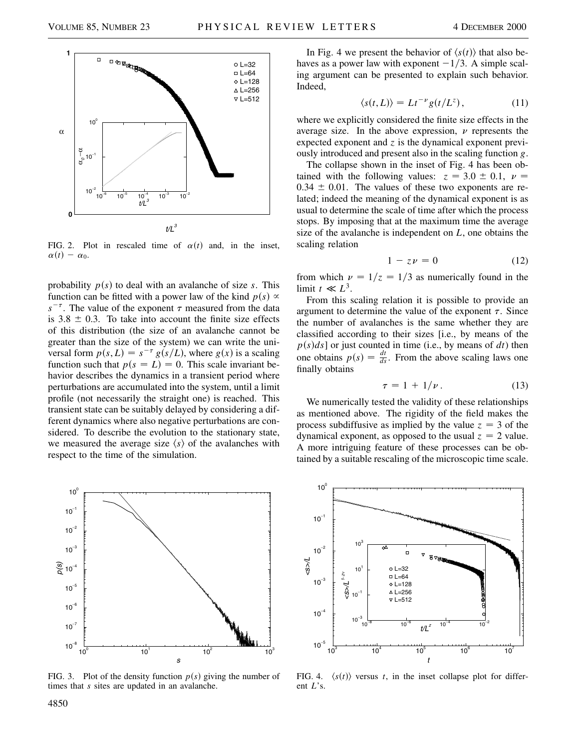FIG. 2. Plot in rescaled time of $\alpha(t)$ and, in the inset, $\alpha(t) - \alpha_0$.

probability $p(s)$ to deal with an avalanche of size $s$. This function can be fitted with a power law of the kind $p(s) \propto s^{-\tau}$. The value of the exponent $\tau$ measured from the data is $3.8 \pm 0.3$. To take into account the finite size effects of this distribution (the size of an avalanche cannot be greater than the size of the system) we can write the universal form $p(s, L) = s^{-\tau} g(s/L)$, where $g(x)$ is a scaling function such that $p(s = L) = 0$. This scale invariant behavior describes the dynamics in a transient period where perturbations are accumulated into the system, until a limit profile (not necessarily the straight one) is reached. This transient state can be suitably delayed by considering a different dynamics where also negative perturbations are considered. To describe the evolution to the stationary state, we measured the average size $\langle s \rangle$ of the avalanches with respect to the time of the simulation.

In Fig. 4 we present the behavior of $\langle s(t) \rangle$ that also behaves as a power law with exponent $-1/3$. A simple scaling argument can be presented to explain such behavior. Indeed,

$$\langle s(t, L) \rangle = L t^{-\nu} g(t/L^z), \tag{11}$$

where we explicitly considered the finite size effects in the average size. In the above expression, $\nu$ represents the expected exponent and $z$ is the dynamical exponent previously introduced and present also in the scaling function $g$.

The collapse shown in the inset of Fig. 4 has been obtained with the following values: $z = 3.0 \pm 0.1$, $\nu = 0.34 \pm 0.01$. The values of these two exponents are related; indeed the meaning of the dynamical exponent is as usual to determine the scale of time after which the process stops. By imposing that at the maximum time the average size of the avalanche is independent on $L$, one obtains the scaling relation

$$1 - z\nu = 0 \tag{12}$$

from which $\nu = 1/z = 1/3$ as numerically found in the limit $t \ll L^3$.

From this scaling relation it is possible to provide an argument to determine the value of the exponent $\tau$. Since the number of avalanches is the same whether they are classified according to their sizes [i.e., by means of the $p(s)ds$] or just counted in time (i.e., by means of $dt$) then one obtains $p(s) = \frac{dt}{ds}$. From the above scaling laws one finally obtains

$$\tau = 1 + 1/\nu. \tag{13}$$

We numerically tested the validity of these relationships as mentioned above. The rigidity of the field makes the process subdiffusive as implied by the value $z = 3$ of the dynamical exponent, as opposed to the usual $z = 2$ value. A more intriguing feature of these processes can be obtained by a suitable rescaling of the microscopic time scale.

FIG. 3. Plot of the density function $p(s)$ giving the number of times that $s$ sites are updated in an avalanche.

FIG. 4. $\langle s(t) \rangle$ versus $t$, in the inset collapse plot for different $L$'s.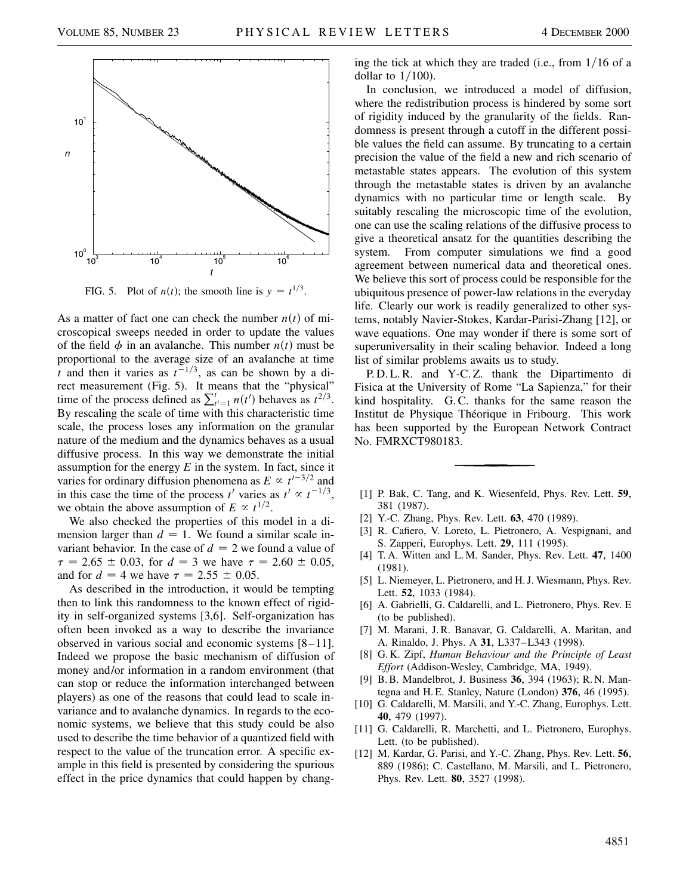$10^1$

$n$

$10^0$

$10^3$ $10^4$ $10^5$ $10^6$

$t$

FIG. 5. Plot of $n(t)$; the smooth line is $y = t^{1/3}$.

As a matter of fact one can check the number $n(t)$ of microscopical sweeps needed in order to update the values of the field $\phi$ in an avalanche. This number $n(t)$ must be proportional to the average size of an avalanche at time $t$ and then it varies as $t^{-1/3}$, as can be shown by a direct measurement (Fig. 5). It means that the "physical" time of the process defined as $\sum_{t'=1}^{t} n(t')$ behaves as $t^{2/3}$. By rescaling the scale of time with this characteristic time scale, the process loses any information on the granular nature of the medium and the dynamics behaves as a usual diffusive process. In this way we demonstrate the initial assumption for the energy $E$ in the system. In fact, since it varies for ordinary diffusion phenomena as $E \propto t'^{-3/2}$ and in this case the time of the process $t'$ varies as $t' \propto t^{-1/3}$, we obtain the above assumption of $E \propto t^{1/2}$.

We also checked the properties of this model in a dimension larger than $d = 1$. We found a similar scale invariant behavior. In the case of $d = 2$ we found a value of $\tau = 2.65 \pm 0.03$, for $d = 3$ we have $\tau = 2.60 \pm 0.05$, and for $d = 4$ we have $\tau = 2.55 \pm 0.05$.

As described in the introduction, it would be tempting then to link this randomness to the known effect of rigidity in self-organized systems [3,6]. Self-organization has often been invoked as a way to describe the invariance observed in various social and economic systems [8–11]. Indeed we propose the basic mechanism of diffusion of money and/or information in a random environment (that can stop or reduce the information interchanged between players) as one of the reasons that could lead to scale invariance and to avalanche dynamics. In regards to the economic systems, we believe that this study could be also used to describe the time behavior of a quantized field with respect to the value of the truncation error. A specific example in this field is presented by considering the spurious effect in the price dynamics that could happen by changing the tick at which they are traded (i.e., from $1/16$ of a dollar to $1/100$).

In conclusion, we introduced a model of diffusion, where the redistribution process is hindered by some sort of rigidity induced by the granularity of the fields. Randomness is present through a cutoff in the different possible values the field can assume. By truncating to a certain precision the value of the field a new and rich scenario of metastable states appears. The evolution of this system through the metastable states is driven by an avalanche dynamics with no particular time or length scale. By suitably rescaling the microscopic time of the evolution, one can use the scaling relations of the diffusive process to give a theoretical ansatz for the quantities describing the system. From computer simulations we find a good agreement between numerical data and theoretical ones. We believe this sort of process could be responsible for the ubiquitous presence of power-law relations in the everyday life. Clearly our work is readily generalized to other systems, notably Navier-Stokes, Kardar-Parisi-Zhang [12], or wave equations. One may wonder if there is some sort of superuniversality in their scaling behavior. Indeed a long list of similar problems awaits us to study.

P. D. L. R. and Y-C. Z. thank the Dipartimento di Fisica at the University of Rome "La Sapienza," for their kind hospitality. G. C. thanks for the same reason the Institut de Physique Théorique in Fribourg. This work has been supported by the European Network Contract No. FMRXCT980183.

---

[1] P. Bak, C. Tang, and K. Wiesenfeld, Phys. Rev. Lett. **59**, 381 (1987).

[2] Y.-C. Zhang, Phys. Rev. Lett. **63**, 470 (1989).

[3] R. Cafiero, V. Loreto, L. Pietronero, A. Vespignani, and S. Zapperi, Europhys. Lett. **29**, 111 (1995).

[4] T. A. Witten and L. M. Sander, Phys. Rev. Lett. **47**, 1400 (1981).

[5] L. Niemeyer, L. Pietronero, and H. J. Wiesmann, Phys. Rev. Lett. **52**, 1033 (1984).

[6] A. Gabrielli, G. Caldarelli, and L. Pietronero, Phys. Rev. E (to be published).

[7] M. Marani, J. R. Banavar, G. Caldarelli, A. Maritan, and A. Rinaldo, J. Phys. A **31**, L337–L343 (1998).

[8] G. K. Zipf, *Human Behaviour and the Principle of Least Effort* (Addison-Wesley, Cambridge, MA, 1949).

[9] B. B. Mandelbrot, J. Business **36**, 394 (1963); R. N. Mantegna and H. E. Stanley, Nature (London) **376**, 46 (1995).

[10] G. Caldarelli, M. Marsili, and Y.-C. Zhang, Europhys. Lett. **40**, 479 (1997).

[11] G. Caldarelli, R. Marchetti, and L. Pietronero, Europhys. Lett. (to be published).

[12] M. Kardar, G. Parisi, and Y.-C. Zhang, Phys. Rev. Lett. **56**, 889 (1986); C. Castellano, M. Marsili, and L. Pietronero, Phys. Rev. Lett. **80**, 3527 (1998).